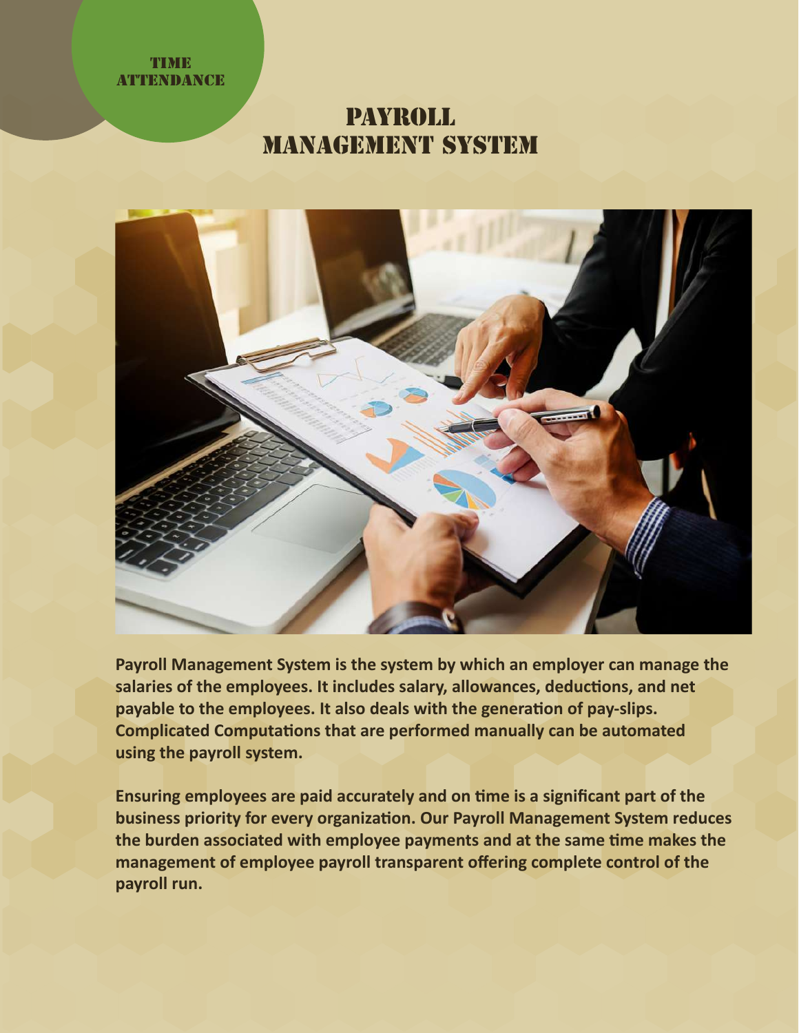TIME ATTENDANCE

# PAYROLL MANAGEMENT SYSTEM

**Payroll Management System is the system by which an employer can manage the salaries of the employees. It includes salary, allowances, deductions, and net payable to the employees. It also deals with the generation of pay-slips. Complicated Computations that are performed manually can be automated using the payroll system.**

**Ensuring employees are paid accurately and on time is a significant part of the business priority for every organization. Our Payroll Management System reduces the burden associated with employee payments and at the same time makes the management of employee payroll transparent offering complete control of the payroll run.**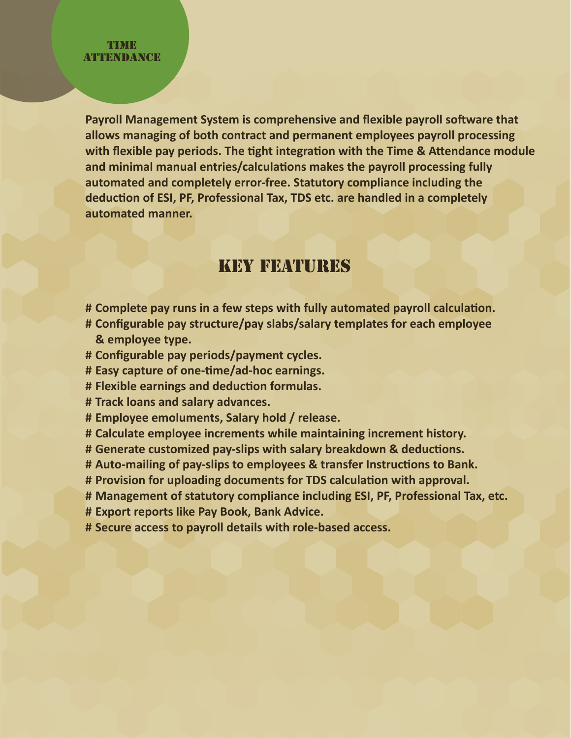TIME
ATTENDANCE

**Payroll Management System is comprehensive and flexible payroll software that allows managing of both contract and permanent employees payroll processing with flexible pay periods. The tight integration with the Time & Attendance module and minimal manual entries/calculations makes the payroll processing fully automated and completely error-free. Statutory compliance including the deduction of ESI, PF, Professional Tax, TDS etc. are handled in a completely automated manner.**

## KEY FEATURES

**# Complete pay runs in a few steps with fully automated payroll calculation.**
**# Configurable pay structure/pay slabs/salary templates for each employee & employee type.**
**# Configurable pay periods/payment cycles.**
**# Easy capture of one-time/ad-hoc earnings.**
**# Flexible earnings and deduction formulas.**
**# Track loans and salary advances.**
**# Employee emoluments, Salary hold / release.**
**# Calculate employee increments while maintaining increment history.**
**# Generate customized pay-slips with salary breakdown & deductions.**
**# Auto-mailing of pay-slips to employees & transfer Instructions to Bank.**
**# Provision for uploading documents for TDS calculation with approval.**
**# Management of statutory compliance including ESI, PF, Professional Tax, etc.**
**# Export reports like Pay Book, Bank Advice.**
**# Secure access to payroll details with role-based access.**